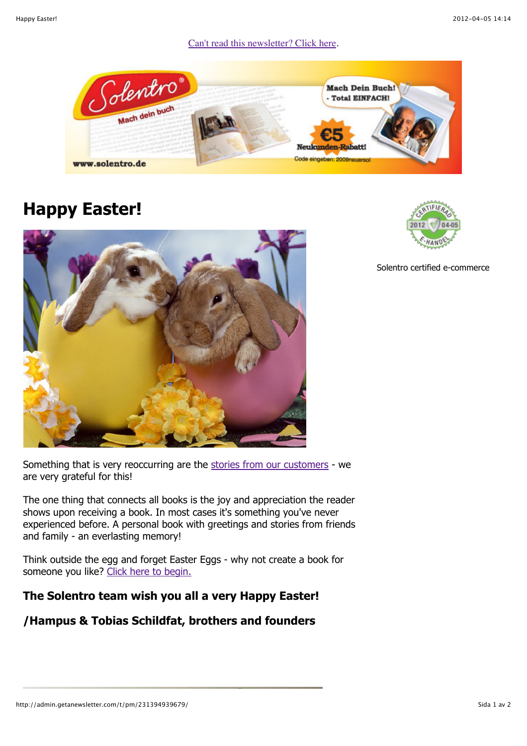Can't read this newsletter? Click here.

# Happy Easter!

Solentro certified e-commerce

Something that is very reoccurring are the stories from our customers - we are very grateful for this!

The one thing that connects all books is the joy and appreciation the reader shows upon receiving a book. In most cases it's something you've never experienced before. A personal book with greetings and stories from friends and family - an everlasting memory!

Think outside the egg and forget Easter Eggs - why not create a book for someone you like? Click here to begin.

**The Solentro team wish you all a very Happy Easter!**

**/Hampus & Tobias Schildfat, brothers and founders**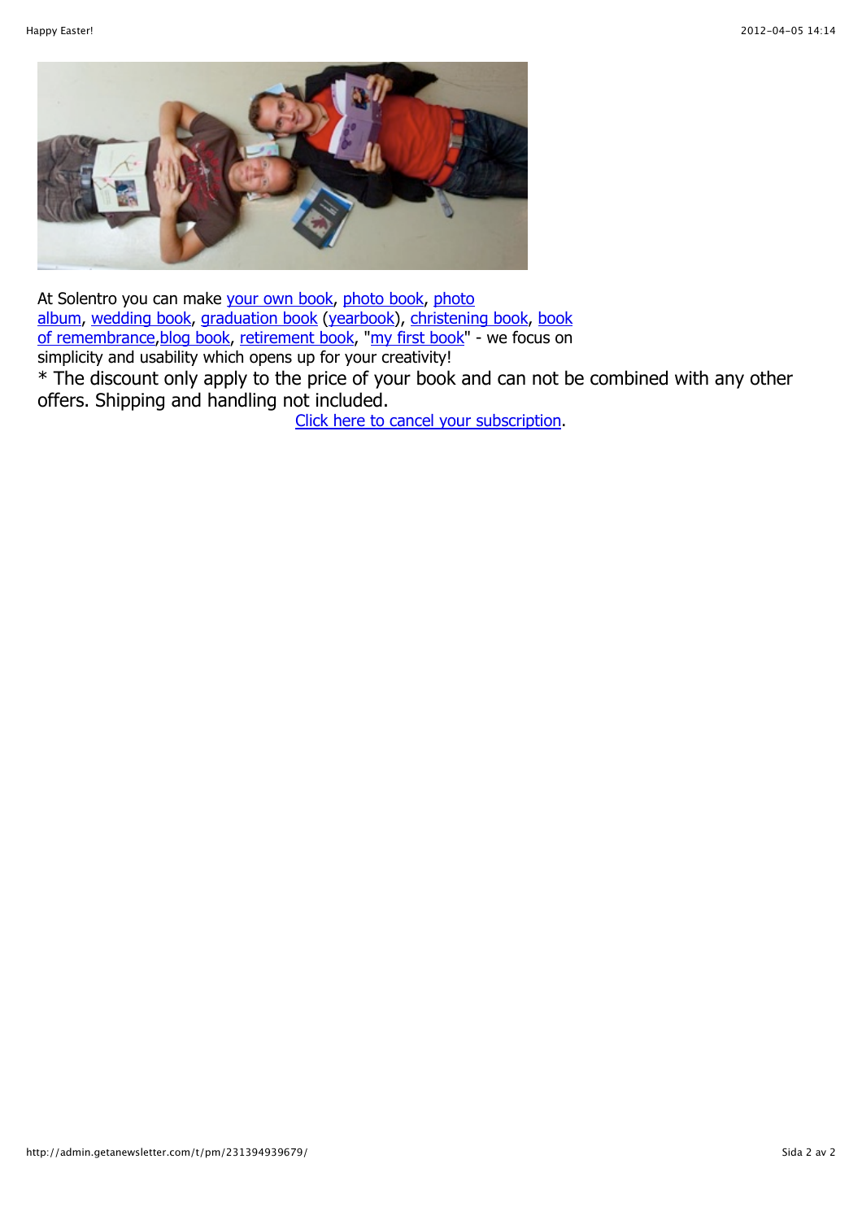At Solentro you can make your own book, photo book, photo album, wedding book, graduation book (yearbook), christening book, book of remembrance,blog book, retirement book, "my first book" - we focus on simplicity and usability which opens up for your creativity!

* The discount only apply to the price of your book and can not be combined with any other offers. Shipping and handling not included.

Click here to cancel your subscription.